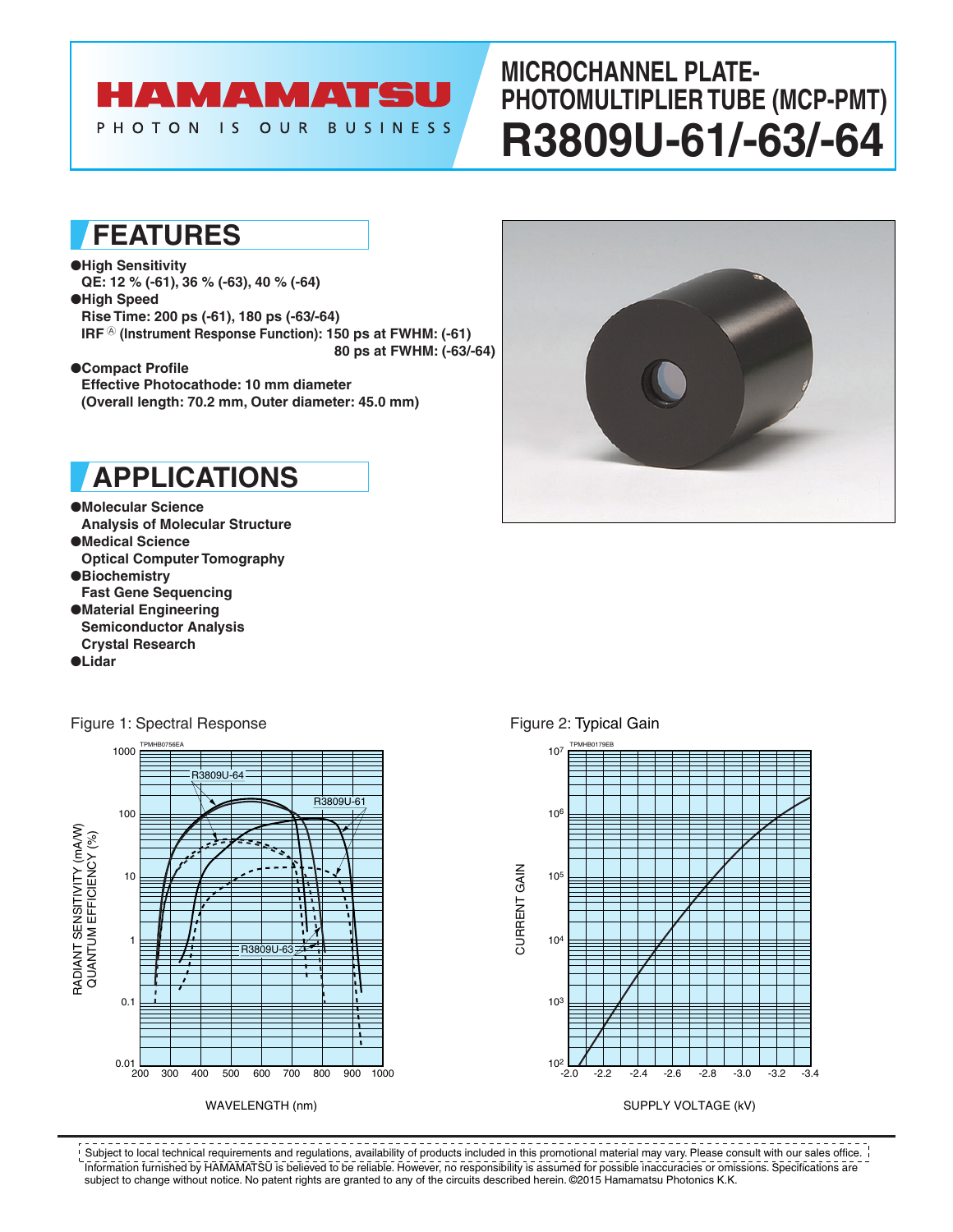# HAMAMATSU

PHOTON IS OUR BUSINESS

# MICROCHANNEL PLATE-PHOTOMULTIPLIER TUBE (MCP-PMT)
# R3809U-61/-63/-64

## FEATURES

- **High Sensitivity**
  **QE: 12 % (-61), 36 % (-63), 40 % (-64)**
- **High Speed**
  **Rise Time: 200 ps (-61), 180 ps (-63/-64)**
  **IRF Ⓐ (Instrument Response Function): 150 ps at FWHM: (-61)**
  **80 ps at FWHM: (-63/-64)**
- **Compact Profile**
  **Effective Photocathode: 10 mm diameter**
  **(Overall length: 70.2 mm, Outer diameter: 45.0 mm)**

## APPLICATIONS

- **Molecular Science**
  **Analysis of Molecular Structure**
- **Medical Science**
  **Optical Computer Tomography**
- **Biochemistry**
  **Fast Gene Sequencing**
- **Material Engineering**
  **Semiconductor Analysis**
  **Crystal Research**
- **Lidar**

Figure 1: Spectral Response

TPMHB0756EA

RADIANT SENSITIVITY (mA/W)
QUANTUM EFFICIENCY (%)

1000
100
10
1
0.1
0.01

R3809U-64
R3809U-61
R3809U-63

200 300 400 500 600 700 800 900 1000

WAVELENGTH (nm)

Figure 2: Typical Gain

TPMHB0179EB

CURRENT GAIN

$10^7$
$10^6$
$10^5$
$10^4$
$10^3$
$10^2$

-2.0 -2.2 -2.4 -2.6 -2.8 -3.0 -3.2 -3.4

SUPPLY VOLTAGE (kV)

Subject to local technical requirements and regulations, availability of products included in this promotional material may vary. Please consult with our sales office.
Information furnished by HAMAMATSU is believed to be reliable. However, no responsibility is assumed for possible inaccuracies or omissions. Specifications are subject to change without notice. No patent rights are granted to any of the circuits described herein. ©2015 Hamamatsu Photonics K.K.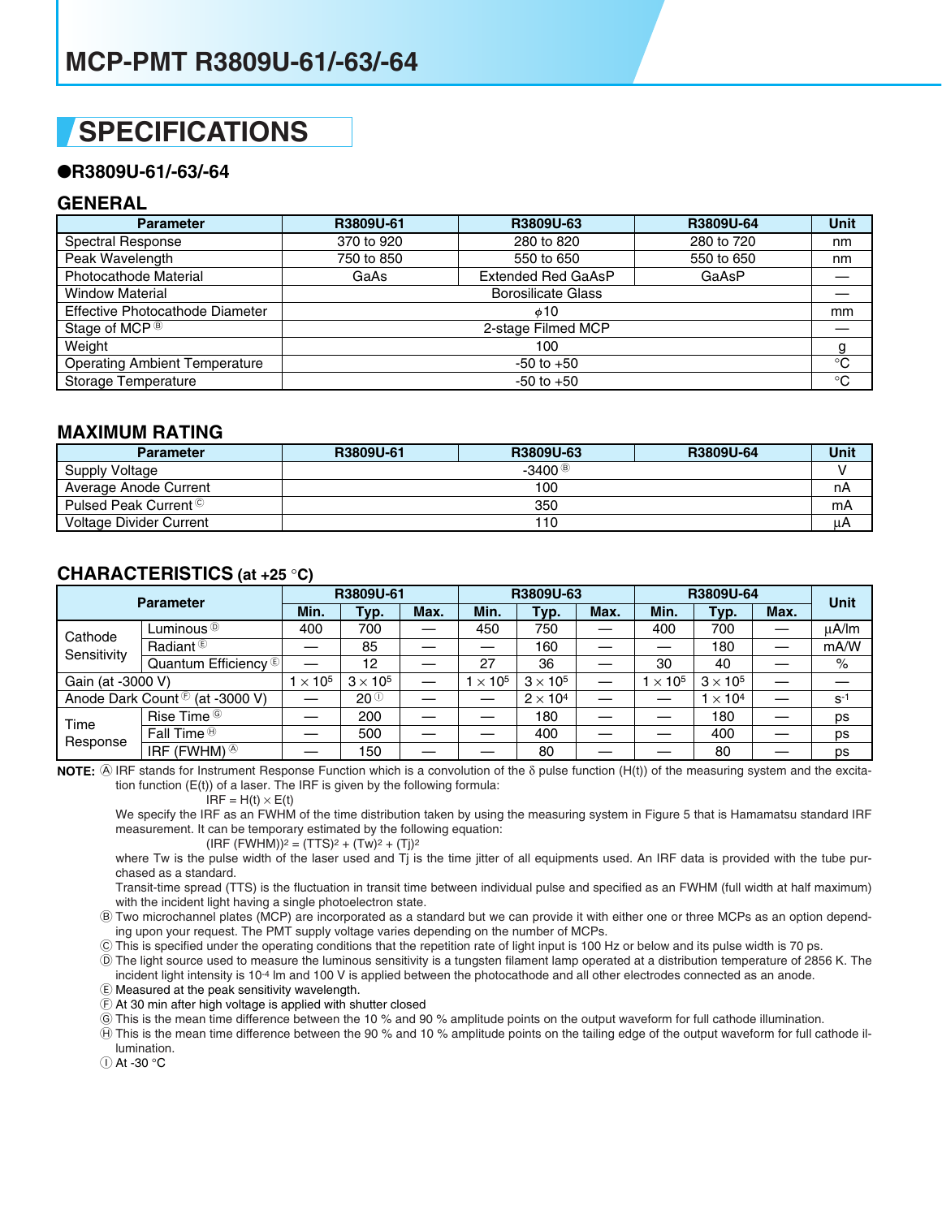# MCP-PMT R3809U-61/-63/-64

## SPECIFICATIONS

### ●R3809U-61/-63/-64

### GENERAL

| Parameter | R3809U-61 | R3809U-63 | R3809U-64 | Unit |
|---|---|---|---|---|
| Spectral Response | 370 to 920 | 280 to 820 | 280 to 720 | nm |
| Peak Wavelength | 750 to 850 | 550 to 650 | 550 to 650 | nm |
| Photocathode Material | GaAs | Extended Red GaAsP | GaAsP | — |
| Window Material | Borosilicate Glass | | | — |
| Effective Photocathode Diameter | $\phi$10 | | | mm |
| Stage of MCP Ⓑ | 2-stage Filmed MCP | | | — |
| Weight | 100 | | | g |
| Operating Ambient Temperature | -50 to +50 | | | °C |
| Storage Temperature | -50 to +50 | | | °C |

### MAXIMUM RATING

| Parameter | R3809U-61 | R3809U-63 | R3809U-64 | Unit |
|---|---|---|---|---|
| Supply Voltage | -3400 Ⓑ | | | V |
| Average Anode Current | 100 | | | nA |
| Pulsed Peak Current Ⓒ | 350 | | | mA |
| Voltage Divider Current | 110 | | | μA |

### CHARACTERISTICS (at +25 °C)

| Parameter | | R3809U-61 | | | R3809U-63 | | | R3809U-64 | | | Unit |
|---|---|---|---|---|---|---|---|---|---|---|---|
| | | Min. | Typ. | Max. | Min. | Typ. | Max. | Min. | Typ. | Max. | |
| Cathode Sensitivity | Luminous Ⓓ | 400 | 700 | — | 450 | 750 | — | 400 | 700 | — | μA/lm |
| | Radiant Ⓔ | — | 85 | — | — | 160 | — | — | 180 | — | mA/W |
| | Quantum Efficiency Ⓔ | — | 12 | — | 27 | 36 | — | 30 | 40 | — | % |
| Gain (at -3000 V) | | $1 \times 10^5$ | $3 \times 10^5$ | — | $1 \times 10^5$ | $3 \times 10^5$ | — | $1 \times 10^5$ | $3 \times 10^5$ | — | — |
| Anode Dark Count Ⓕ (at -3000 V) | | — | 20 Ⓘ | — | — | $2 \times 10^4$ | — | — | $1 \times 10^4$ | — | $s^{-1}$ |
| Time Response | Rise Time Ⓖ | — | 200 | — | — | 180 | — | — | 180 | — | ps |
| | Fall Time Ⓗ | — | 500 | — | — | 400 | — | — | 400 | — | ps |
| | IRF (FWHM) Ⓐ | — | 150 | — | — | 80 | — | — | 80 | — | ps |

**NOTE:** Ⓐ IRF stands for Instrument Response Function which is a convolution of the δ pulse function (H(t)) of the measuring system and the excitation function (E(t)) of a laser. The IRF is given by the following formula:

$$IRF = H(t) \times E(t)$$

We specify the IRF as an FWHM of the time distribution taken by using the measuring system in Figure 5 that is Hamamatsu standard IRF measurement. It can be temporary estimated by the following equation:

$$(IRF\ (FWHM))^2 = (TTS)^2 + (Tw)^2 + (Tj)^2$$

where Tw is the pulse width of the laser used and Tj is the time jitter of all equipments used. An IRF data is provided with the tube purchased as a standard.

Transit-time spread (TTS) is the fluctuation in transit time between individual pulse and specified as an FWHM (full width at half maximum) with the incident light having a single photoelectron state.

Ⓑ Two microchannel plates (MCP) are incorporated as a standard but we can provide it with either one or three MCPs as an option depending upon your request. The PMT supply voltage varies depending on the number of MCPs.

Ⓒ This is specified under the operating conditions that the repetition rate of light input is 100 Hz or below and its pulse width is 70 ps.

Ⓓ The light source used to measure the luminous sensitivity is a tungsten filament lamp operated at a distribution temperature of 2856 K. The incident light intensity is $10^{-4}$ lm and 100 V is applied between the photocathode and all other electrodes connected as an anode.

Ⓔ Measured at the peak sensitivity wavelength.

Ⓕ At 30 min after high voltage is applied with shutter closed

Ⓖ This is the mean time difference between the 10 % and 90 % amplitude points on the output waveform for full cathode illumination.

Ⓗ This is the mean time difference between the 90 % and 10 % amplitude points on the tailing edge of the output waveform for full cathode illumination.

Ⓘ At -30 °C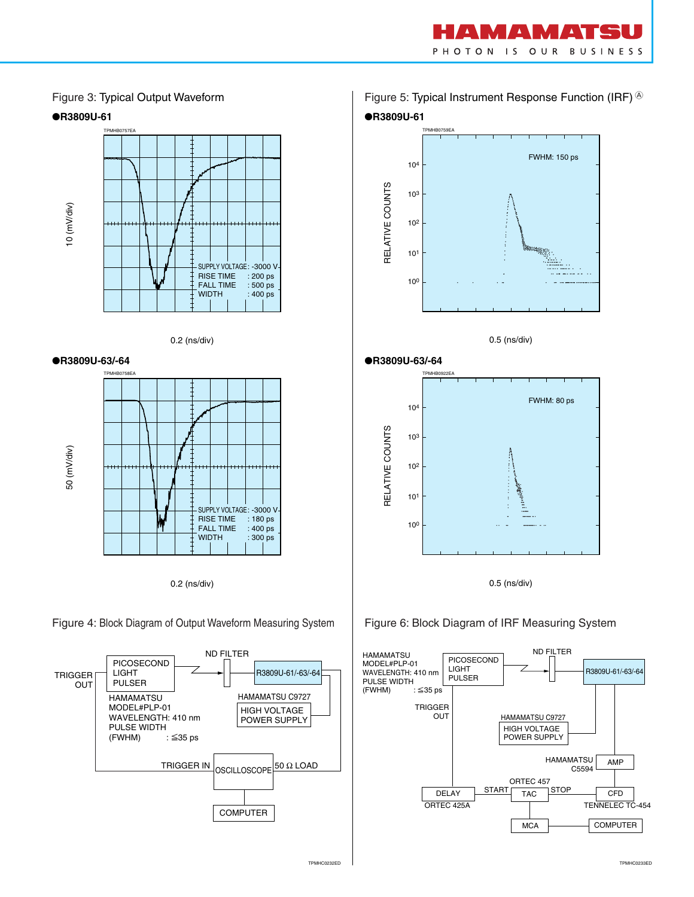Figure 3: Typical Output Waveform

**●R3809U-61**

TPMHB0757EA

10 (mV/div)

SUPPLY VOLTAGE : -3000 V
RISE TIME : 200 ps
FALL TIME : 500 ps
WIDTH : 400 ps

0.2 (ns/div)

**●R3809U-63/-64**

TPMHB0758EA

50 (mV/div)

SUPPLY VOLTAGE : -3000 V
RISE TIME : 180 ps
FALL TIME : 400 ps
WIDTH : 300 ps

0.2 (ns/div)

Figure 4: Block Diagram of Output Waveform Measuring System

TRIGGER OUT
PICOSECOND LIGHT PULSER
HAMAMATSU MODEL#PLP-01
WAVELENGTH: 410 nm
PULSE WIDTH (FWHM) : ≦35 ps
ND FILTER
R3809U-61/-63/-64
HAMAMATSU C9727 HIGH VOLTAGE POWER SUPPLY
TRIGGER IN
OSCILLOSCOPE
50 Ω LOAD
COMPUTER

TPMHC0232ED

Figure 5: Typical Instrument Response Function (IRF) Ⓐ

**●R3809U-61**

TPMHB0759EA

RELATIVE COUNTS

FWHM: 150 ps

0.5 (ns/div)

**●R3809U-63/-64**

TPMHB0922EA

RELATIVE COUNTS

FWHM: 80 ps

0.5 (ns/div)

Figure 6: Block Diagram of IRF Measuring System

HAMAMATSU MODEL#PLP-01
WAVELENGTH: 410 nm
PULSE WIDTH (FWHM) : ≦35 ps
PICOSECOND LIGHT PULSER
TRIGGER OUT
ND FILTER
R3809U-61/-63/-64
HAMAMATSU C9727 HIGH VOLTAGE POWER SUPPLY
HAMAMATSU C5594 AMP
ORTEC 457
DELAY ORTEC 425A
START TAC STOP
CFD TENNELEC TC-454
MCA
COMPUTER

TPMHC0233ED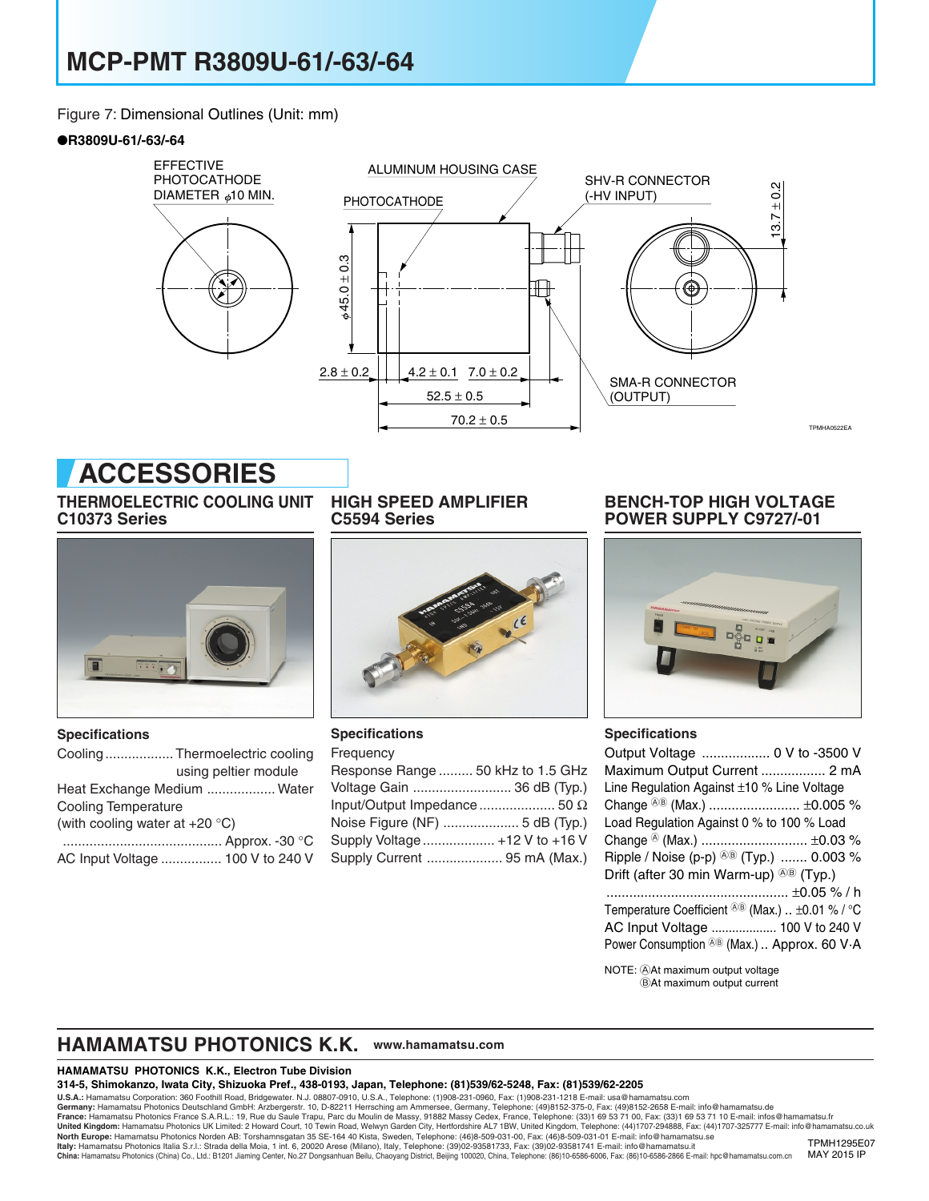# MCP-PMT R3809U-61/-63/-64

Figure 7: Dimensional Outlines (Unit: mm)

●R3809U-61/-63/-64

EFFECTIVE PHOTOCATHODE DIAMETER $\phi$10 MIN.

ALUMINUM HOUSING CASE

PHOTOCATHODE

SHV-R CONNECTOR (-HV INPUT)

$\phi$45.0 ± 0.3

13.7 ± 0.2

2.8 ± 0.2

4.2 ± 0.1

7.0 ± 0.2

52.5 ± 0.5

70.2 ± 0.5

SMA-R CONNECTOR (OUTPUT)

TPMHA0522EA

## ACCESSORIES

### THERMOELECTRIC COOLING UNIT C10373 Series

**Specifications**

Cooling .................. Thermoelectric cooling using peltier module
Heat Exchange Medium .................. Water
Cooling Temperature (with cooling water at +20 °C) .......................................... Approx. -30 °C
AC Input Voltage ................ 100 V to 240 V

### HIGH SPEED AMPLIFIER C5594 Series

**Specifications**

Frequency Response Range ......... 50 kHz to 1.5 GHz
Voltage Gain .......................... 36 dB (Typ.)
Input/Output Impedance .................... 50 Ω
Noise Figure (NF) .................... 5 dB (Typ.)
Supply Voltage ................... +12 V to +16 V
Supply Current .................... 95 mA (Max.)

### BENCH-TOP HIGH VOLTAGE POWER SUPPLY C9727/-01

**Specifications**

Output Voltage .................. 0 V to -3500 V
Maximum Output Current ................. 2 mA
Line Regulation Against ±10 % Line Voltage Change ⒶⒷ (Max.) ........................ ±0.005 %
Load Regulation Against 0 % to 100 % Load Change Ⓐ (Max.) ............................ ±0.03 %
Ripple / Noise (p-p) ⒶⒷ (Typ.) ....... 0.003 %
Drift (after 30 min Warm-up) ⒶⒷ (Typ.) ................................................ ±0.05 % / h
Temperature Coefficient ⒶⒷ (Max.) .. ±0.01 % / °C
AC Input Voltage .................. 100 V to 240 V
Power Consumption ⒶⒷ (Max.) .. Approx. 60 V·A

NOTE: ⒶAt maximum output voltage
ⒷAt maximum output current

## HAMAMATSU PHOTONICS K.K. www.hamamatsu.com

**HAMAMATSU PHOTONICS K.K., Electron Tube Division**
**314-5, Shimokanzo, Iwata City, Shizuoka Pref., 438-0193, Japan, Telephone: (81)539/62-5248, Fax: (81)539/62-2205**

**U.S.A.:** Hamamatsu Corporation: 360 Foothill Road, Bridgewater. N.J. 08807-0910, U.S.A., Telephone: (1)908-231-0960, Fax: (1)908-231-1218 E-mail: usa@hamamatsu.com
**Germany:** Hamamatsu Photonics Deutschland GmbH: Arzbergerstr. 10, D-82211 Herrsching am Ammersee, Germany, Telephone: (49)8152-375-0, Fax: (49)8152-2658 E-mail: info@hamamatsu.de
**France:** Hamamatsu Photonics France S.A.R.L.: 19, Rue du Saule Trapu, Parc du Moulin de Massy, 91882 Massy Cedex, France, Telephone: (33)1 69 53 71 00, Fax: (33)1 69 53 71 10 E-mail: infos@hamamatsu.fr
**United Kingdom:** Hamamatsu Photonics UK Limited: 2 Howard Court, 10 Tewin Road, Welwyn Garden City, Hertfordshire AL7 1BW, United Kingdom, Telephone: (44)1707-294888, Fax: (44)1707-325777 E-mail: info@hamamatsu.co.uk
**North Europe:** Hamamatsu Photonics Norden AB: Torshamnsgatan 35 SE-164 40 Kista, Sweden, Telephone: (46)8-509-031-00, Fax: (46)8-509-031-01 E-mail: info@hamamatsu.se
**Italy:** Hamamatsu Photonics Italia S.r.l.: Strada della Moia, 1 int. 6, 20020 Arese (Milano), Italy, Telephone: (39)02-93581733, Fax: (39)02-93581741 E-mail: info@hamamatsu.it
**China:** Hamamatsu Photonics (China) Co., Ltd.: B1201 Jiaming Center, No.27 Dongsanhuan Beilu, Chaoyang District, Beijing 100020, China, Telephone: (86)10-6586-6006, Fax: (86)10-6586-2866 E-mail: hpc@hamamatsu.com.cn

TPMH1295E07
MAY 2015 IP